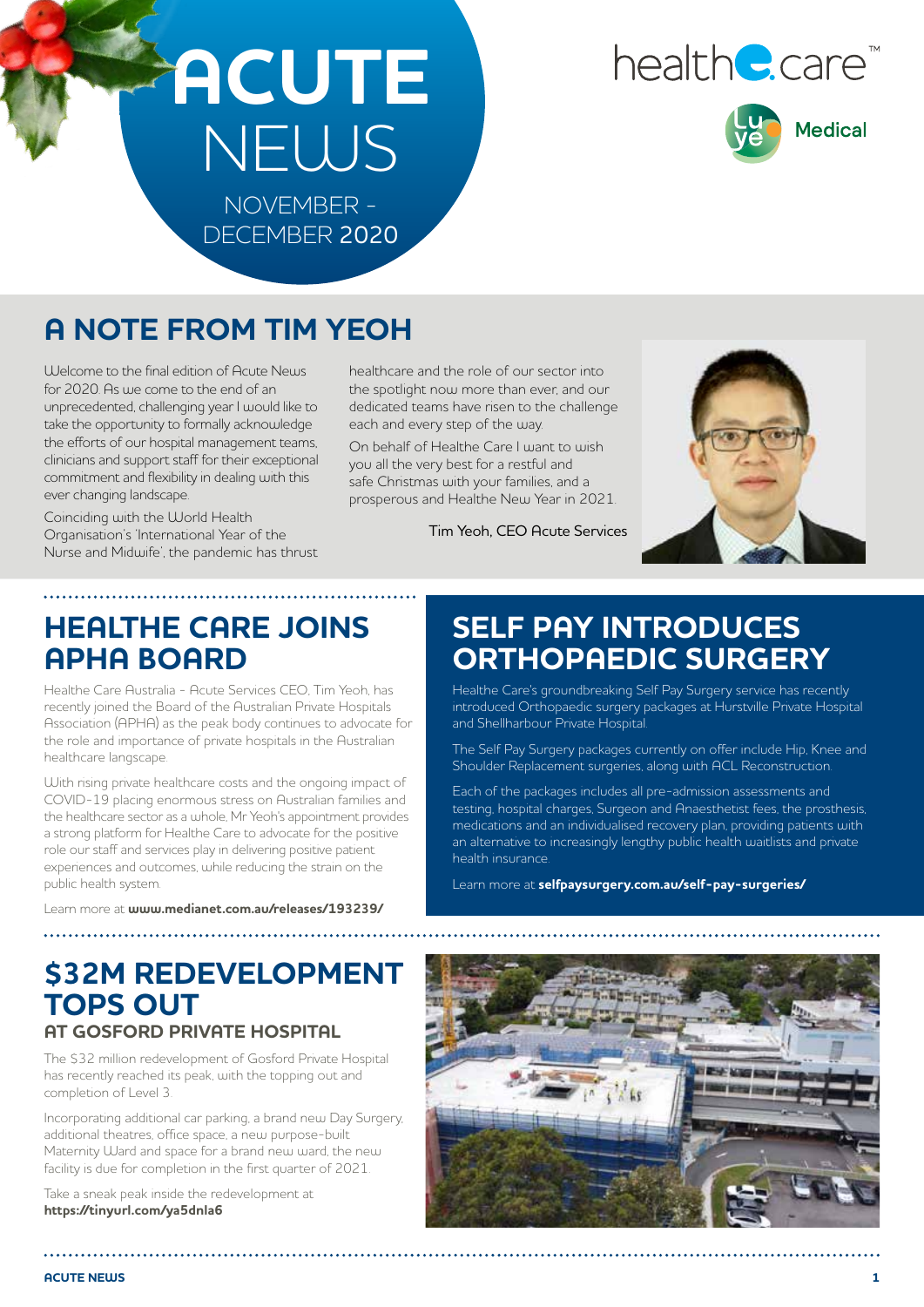# ACUTE NEWS

NOVEMBER - DECEMBER 2020

healthe.care™

Luye Medical

## A NOTE FROM TIM YEOH

Welcome to the final edition of Acute News for 2020. As we come to the end of an unprecedented, challenging year I would like to take the opportunity to formally acknowledge the efforts of our hospital management teams, clinicians and support staff for their exceptional commitment and flexibility in dealing with this ever changing landscape.

Coinciding with the World Health Organisation's 'International Year of the Nurse and Midwife', the pandemic has thrust healthcare and the role of our sector into the spotlight now more than ever, and our dedicated teams have risen to the challenge each and every step of the way.

On behalf of Healthe Care I want to wish you all the very best for a restful and safe Christmas with your families, and a prosperous and Healthe New Year in 2021.

Tim Yeoh, CEO Acute Services

## HEALTHE CARE JOINS APHA BOARD

Healthe Care Australia - Acute Services CEO, Tim Yeoh, has recently joined the Board of the Australian Private Hospitals Association (APHA) as the peak body continues to advocate for the role and importance of private hospitals in the Australian healthcare langscape.

With rising private healthcare costs and the ongoing impact of COVID-19 placing enormous stress on Australian families and the healthcare sector as a whole, Mr Yeoh's appointment provides a strong platform for Healthe Care to advocate for the positive role our staff and services play in delivering positive patient experiences and outcomes, while reducing the strain on the public health system.

Learn more at **www.medianet.com.au/releases/193239/**

## SELF PAY INTRODUCES ORTHOPAEDIC SURGERY

Healthe Care's groundbreaking Self Pay Surgery service has recently introduced Orthopaedic surgery packages at Hurstville Private Hospital and Shellharbour Private Hospital.

The Self Pay Surgery packages currently on offer include Hip, Knee and Shoulder Replacement surgeries, along with ACL Reconstruction.

Each of the packages includes all pre-admission assessments and testing, hospital charges, Surgeon and Anaesthetist fees, the prosthesis, medications and an individualised recovery plan, providing patients with an alternative to increasingly lengthy public health waitlists and private health insurance.

Learn more at **selfpaysurgery.com.au/self-pay-surgeries/**

## $32M REDEVELOPMENT TOPS OUT

### AT GOSFORD PRIVATE HOSPITAL

The $32 million redevelopment of Gosford Private Hospital has recently reached its peak, with the topping out and completion of Level 3.

Incorporating additional car parking, a brand new Day Surgery, additional theatres, office space, a new purpose-built Maternity Ward and space for a brand new ward, the new facility is due for completion in the first quarter of 2021.

Take a sneak peak inside the redevelopment at **https://tinyurl.com/ya5dnla6**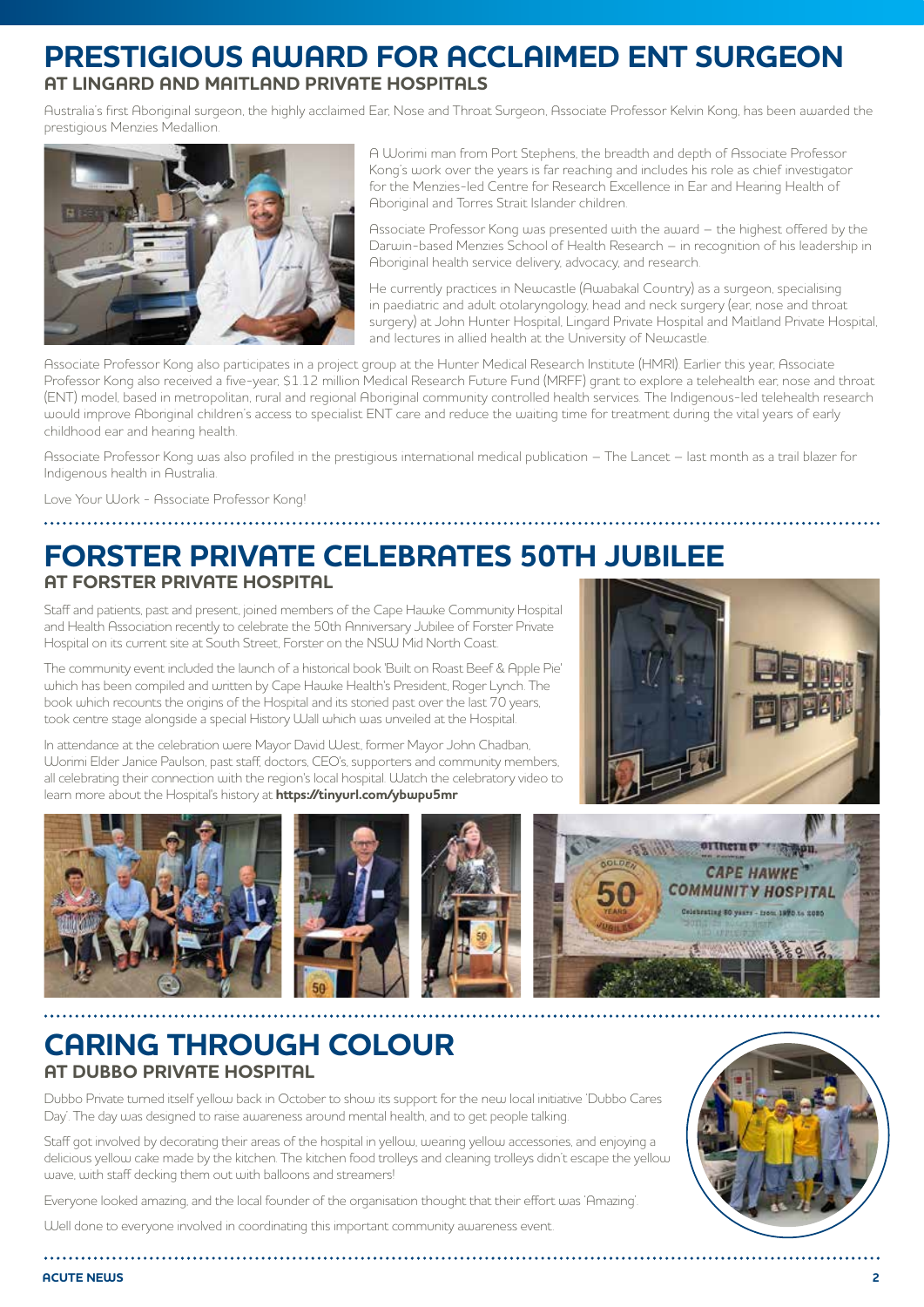# PRESTIGIOUS AWARD FOR ACCLAIMED ENT SURGEON

## AT LINGARD AND MAITLAND PRIVATE HOSPITALS

Australia's first Aboriginal surgeon, the highly acclaimed Ear, Nose and Throat Surgeon, Associate Professor Kelvin Kong, has been awarded the prestigious Menzies Medallion.

A Worimi man from Port Stephens, the breadth and depth of Associate Professor Kong's work over the years is far reaching and includes his role as chief investigator for the Menzies-led Centre for Research Excellence in Ear and Hearing Health of Aboriginal and Torres Strait Islander children.

Associate Professor Kong was presented with the award – the highest offered by the Darwin-based Menzies School of Health Research – in recognition of his leadership in Aboriginal health service delivery, advocacy, and research.

He currently practices in Newcastle (Awabakal Country) as a surgeon, specialising in paediatric and adult otolaryngology, head and neck surgery (ear, nose and throat surgery) at John Hunter Hospital, Lingard Private Hospital and Maitland Private Hospital, and lectures in allied health at the University of Newcastle.

Associate Professor Kong also participates in a project group at the Hunter Medical Research Institute (HMRI). Earlier this year, Associate Professor Kong also received a five-year, $1.12 million Medical Research Future Fund (MRFF) grant to explore a telehealth ear, nose and throat (ENT) model, based in metropolitan, rural and regional Aboriginal community controlled health services. The Indigenous-led telehealth research would improve Aboriginal children's access to specialist ENT care and reduce the waiting time for treatment during the vital years of early childhood ear and hearing health.

Associate Professor Kong was also profiled in the prestigious international medical publication – The Lancet – last month as a trail blazer for Indigenous health in Australia.

Love Your Work - Associate Professor Kong!

# FORSTER PRIVATE CELEBRATES 50TH JUBILEE

## AT FORSTER PRIVATE HOSPITAL

Staff and patients, past and present, joined members of the Cape Hawke Community Hospital and Health Association recently to celebrate the 50th Anniversary Jubilee of Forster Private Hospital on its current site at South Street, Forster on the NSW Mid North Coast.

The community event included the launch of a historical book 'Built on Roast Beef & Apple Pie' which has been compiled and written by Cape Hawke Health's President, Roger Lynch. The book which recounts the origins of the Hospital and its storied past over the last 70 years, took centre stage alongside a special History Wall which was unveiled at the Hospital.

In attendance at the celebration were Mayor David West, former Mayor John Chadban, Worimi Elder Janice Paulson, past staff, doctors, CEO's, supporters and community members, all celebrating their connection with the region's local hospital. Watch the celebratory video to learn more about the Hospital's history at **https://tinyurl.com/ybwpu5mr**

# CARING THROUGH COLOUR

## AT DUBBO PRIVATE HOSPITAL

Dubbo Private turned itself yellow back in October to show its support for the new local initiative 'Dubbo Cares Day'. The day was designed to raise awareness around mental health, and to get people talking.

Staff got involved by decorating their areas of the hospital in yellow, wearing yellow accessories, and enjoying a delicious yellow cake made by the kitchen. The kitchen food trolleys and cleaning trolleys didn't escape the yellow wave, with staff decking them out with balloons and streamers!

Everyone looked amazing, and the local founder of the organisation thought that their effort was 'Amazing'.

Well done to everyone involved in coordinating this important community awareness event.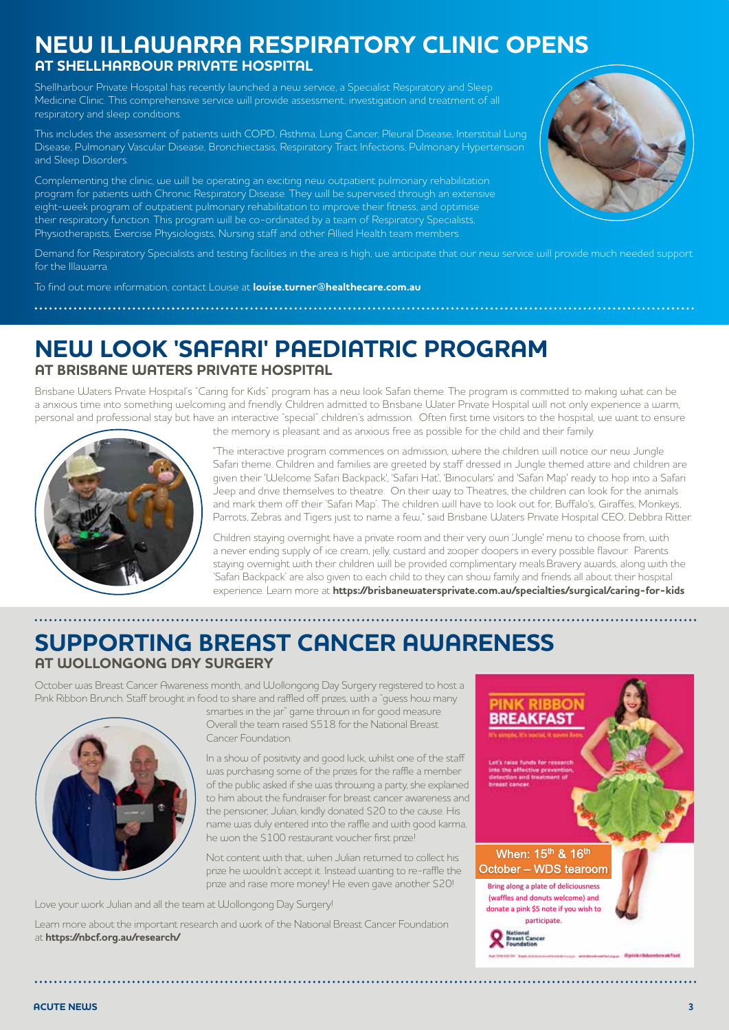# NEW ILLAWARRA RESPIRATORY CLINIC OPENS

## AT SHELLHARBOUR PRIVATE HOSPITAL

Shellharbour Private Hospital has recently launched a new service, a Specialist Respiratory and Sleep Medicine Clinic. This comprehensive service will provide assessment, investigation and treatment of all respiratory and sleep conditions.

This includes the assessment of patients with COPD, Asthma, Lung Cancer, Pleural Disease, Interstitial Lung Disease, Pulmonary Vascular Disease, Bronchiectasis, Respiratory Tract Infections, Pulmonary Hypertension and Sleep Disorders.

Complementing the clinic, we will be operating an exciting new outpatient pulmonary rehabilitation program for patients with Chronic Respiratory Disease. They will be supervised through an extensive eight-week program of outpatient pulmonary rehabilitation to improve their fitness, and optimise their respiratory function. This program will be co-ordinated by a team of Respiratory Specialists, Physiotherapists, Exercise Physiologists, Nursing staff and other Allied Health team members.

Demand for Respiratory Specialists and testing facilities in the area is high, we anticipate that our new service will provide much needed support for the Illawarra.

To find out more information, contact Louise at **louise.turner@healthecare.com.au**

# NEW LOOK 'SAFARI' PAEDIATRIC PROGRAM

## AT BRISBANE WATERS PRIVATE HOSPITAL

Brisbane Waters Private Hospital's "Caring for Kids" program has a new look Safari theme. The program is committed to making what can be a anxious time into something welcoming and friendly. Children admitted to Brisbane Water Private Hospital will not only experience a warm, personal and professional stay but have an interactive "special" children's admission. Often first time visitors to the hospital, we want to ensure the memory is pleasant and as anxious free as possible for the child and their family.

"The interactive program commences on admission, where the children will notice our new Jungle Safari theme. Children and families are greeted by staff dressed in Jungle themed attire and children are given their 'Welcome Safari Backpack', 'Safari Hat', 'Binoculars' and 'Safari Map' ready to hop into a Safari Jeep and drive themselves to theatre. On their way to Theatres, the children can look for the animals and mark them off their 'Safari Map'. The children will have to look out for; Buffalo's, Giraffes, Monkeys, Parrots, Zebras and Tigers just to name a few," said Brisbane Waters Private Hospital CEO, Debbra Ritter.

Children staying overnight have a private room and their very own 'Jungle' menu to choose from, with a never ending supply of ice cream, jelly, custard and zooper doopers in every possible flavour. Parents staying overnight with their children will be provided complimentary meals.Bravery awards, along with the 'Safari Backpack' are also given to each child to they can show family and friends all about their hospital experience. Learn more at **https://brisbanewatersprivate.com.au/specialties/surgical/caring-for-kids**

# SUPPORTING BREAST CANCER AWARENESS

## AT WOLLONGONG DAY SURGERY

October was Breast Cancer Awareness month, and Wollongong Day Surgery registered to host a Pink Ribbon Brunch. Staff brought in food to share and raffled off prizes, with a "guess how many smarties in the jar" game thrown in for good measure. Overall the team raised $518 for the National Breast Cancer Foundation.

In a show of positivity and good luck, whilst one of the staff was purchasing some of the prizes for the raffle a member of the public asked if she was throwing a party, she explained to him about the fundraiser for breast cancer awareness and the pensioner, Julian, kindly donated $20 to the cause. His name was duly entered into the raffle and with good karma, he won the $100 restaurant voucher first prize!

Not content with that, when Julian returned to collect his prize he wouldn't accept it. Instead wanting to re-raffle the prize and raise more money! He even gave another $20!

Love your work Julian and all the team at Wollongong Day Surgery!

Learn more about the important research and work of the National Breast Cancer Foundation at **https://nbcf.org.au/research/**

**PINK RIBBON BREAKFAST**

It's simple, it's social, it saves lives.

Let's raise funds for research into the effective prevention, detection and treatment of breast cancer.

When: 15th & 16th October – WDS tearoom

Bring along a plate of deliciousness (waffles and donuts welcome) and donate a pink $5 note if you wish to participate.

National Breast Cancer Foundation

#pinkribbonbreakfast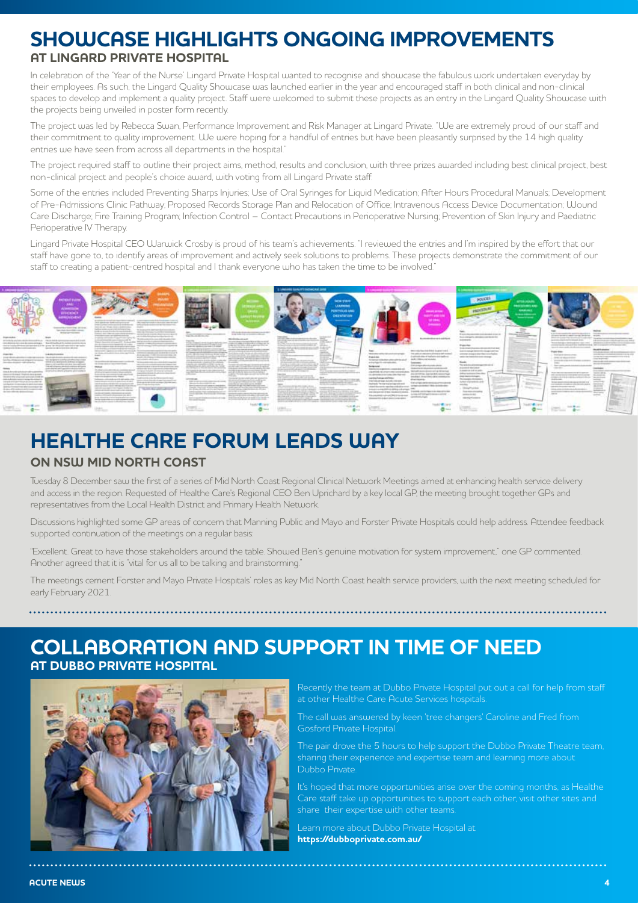# SHOWCASE HIGHLIGHTS ONGOING IMPROVEMENTS

## AT LINGARD PRIVATE HOSPITAL

In celebration of the 'Year of the Nurse' Lingard Private Hospital wanted to recognise and showcase the fabulous work undertaken everyday by their employees. As such, the Lingard Quality Showcase was launched earlier in the year and encouraged staff in both clinical and non-clinical spaces to develop and implement a quality project. Staff were welcomed to submit these projects as an entry in the Lingard Quality Showcase with the projects being unveiled in poster form recently.

The project was led by Rebecca Swan, Performance Improvement and Risk Manager at Lingard Private. "We are extremely proud of our staff and their commitment to quality improvement. We were hoping for a handful of entries but have been pleasantly surprised by the 14 high quality entries we have seen from across all departments in the hospital."

The project required staff to outline their project aims, method, results and conclusion, with three prizes awarded including best clinical project, best non-clinical project and people's choice award, with voting from all Lingard Private staff.

Some of the entries included Preventing Sharps Injuries; Use of Oral Syringes for Liquid Medication; After Hours Procedural Manuals; Development of Pre-Admissions Clinic Pathway; Proposed Records Storage Plan and Relocation of Office; Intravenous Access Device Documentation; Wound Care Discharge; Fire Training Program; Infection Control – Contact Precautions in Perioperative Nursing; Prevention of Skin Injury and Paediatric Perioperative IV Therapy.

Lingard Private Hospital CEO Warwick Crosby is proud of his team's achievements. "I reviewed the entries and I'm inspired by the effort that our staff have gone to, to identify areas of improvement and actively seek solutions to problems. These projects demonstrate the commitment of our staff to creating a patient-centred hospital and I thank everyone who has taken the time to be involved."

# HEALTHE CARE FORUM LEADS WAY

## ON NSW MID NORTH COAST

Tuesday 8 December saw the first of a series of Mid North Coast Regional Clinical Network Meetings aimed at enhancing health service delivery and access in the region. Requested of Healthe Care's Regional CEO Ben Uprichard by a key local GP, the meeting brought together GPs and representatives from the Local Health District and Primary Health Network.

Discussions highlighted some GP areas of concern that Manning Public and Mayo and Forster Private Hospitals could help address. Attendee feedback supported continuation of the meetings on a regular basis:

"Excellent. Great to have those stakeholders around the table. Showed Ben's genuine motivation for system improvement," one GP commented. Another agreed that it is "vital for us all to be talking and brainstorming."

The meetings cement Forster and Mayo Private Hospitals' roles as key Mid North Coast health service providers, with the next meeting scheduled for early February 2021.

# COLLABORATION AND SUPPORT IN TIME OF NEED

## AT DUBBO PRIVATE HOSPITAL

Recently the team at Dubbo Private Hospital put out a call for help from staff at other Healthe Care Acute Services hospitals.

The call was answered by keen 'tree changers' Caroline and Fred from Gosford Private Hospital.

The pair drove the 5 hours to help support the Dubbo Private Theatre team, sharing their experience and expertise team and learning more about Dubbo Private.

It's hoped that more opportunities arise over the coming months, as Healthe Care staff take up opportunities to support each other, visit other sites and share their expertise with other teams.

Learn more about Dubbo Private Hospital at **https://dubboprivate.com.au/**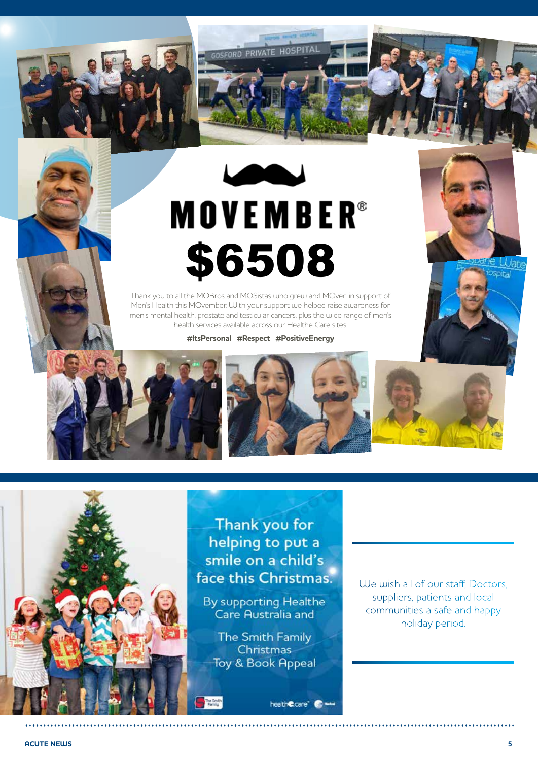# MOVEMBER®

# $6508

Thank you to all the MOBros and MOSistas who grew and MOved in support of Men's Health this MOvember. With your support we helped raise awareness for men's mental health, prostate and testicular cancers, plus the wide range of men's health services available across our Healthe Care sites.

**#ItsPersonal #Respect #PositiveEnergy**

Thank you for helping to put a smile on a child's face this Christmas.

By supporting Healthe Care Australia and The Smith Family Christmas Toy & Book Appeal

We wish all of our staff, Doctors, suppliers, patients and local communities a safe and happy holiday period.